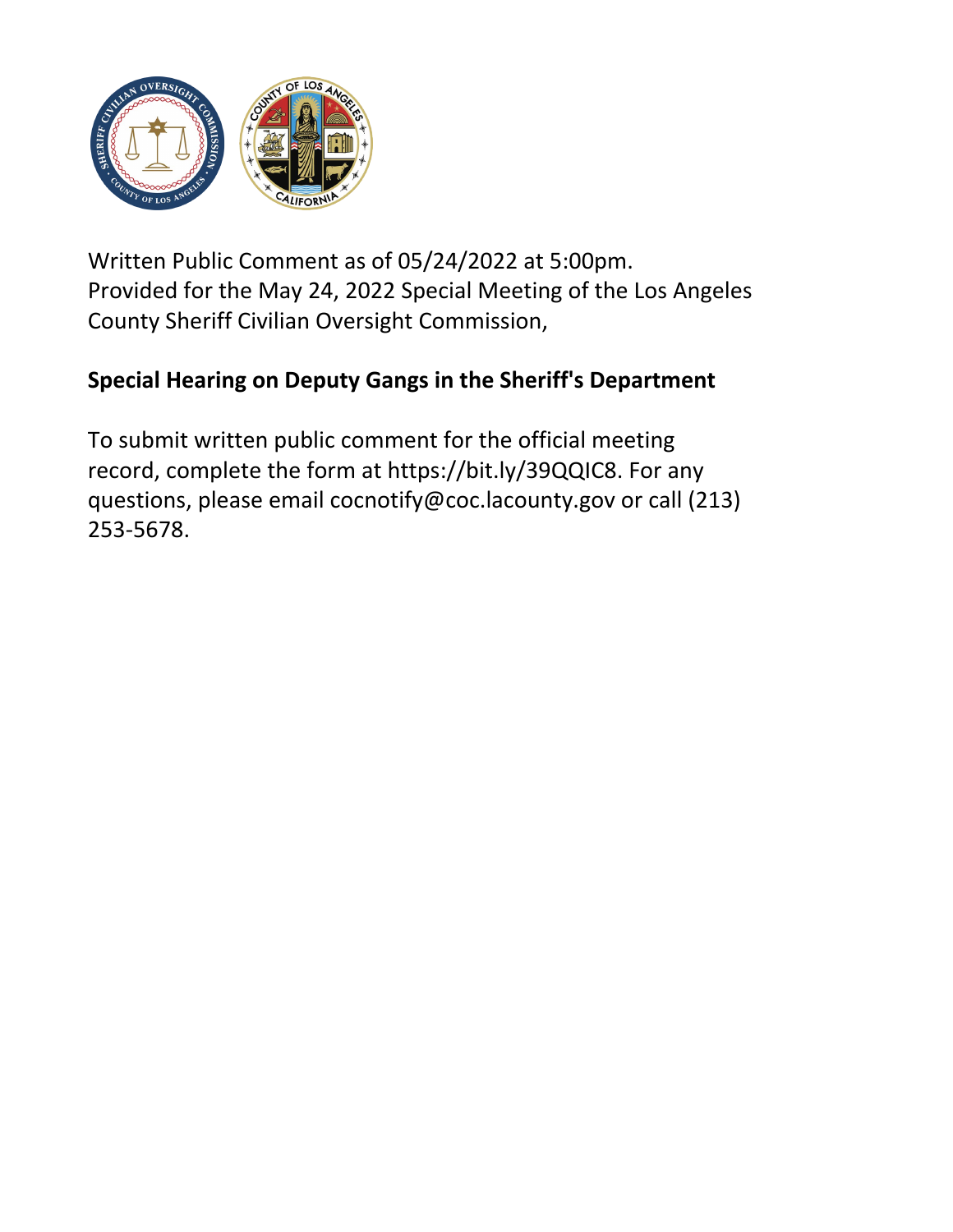Written Public Comment as of 05/24/2022 at 5:00pm.
Provided for the May 24, 2022 Special Meeting of the Los Angeles County Sheriff Civilian Oversight Commission,

**Special Hearing on Deputy Gangs in the Sheriff's Department**

To submit written public comment for the official meeting record, complete the form at https://bit.ly/39QQIC8. For any questions, please email cocnotify@coc.lacounty.gov or call (213) 253-5678.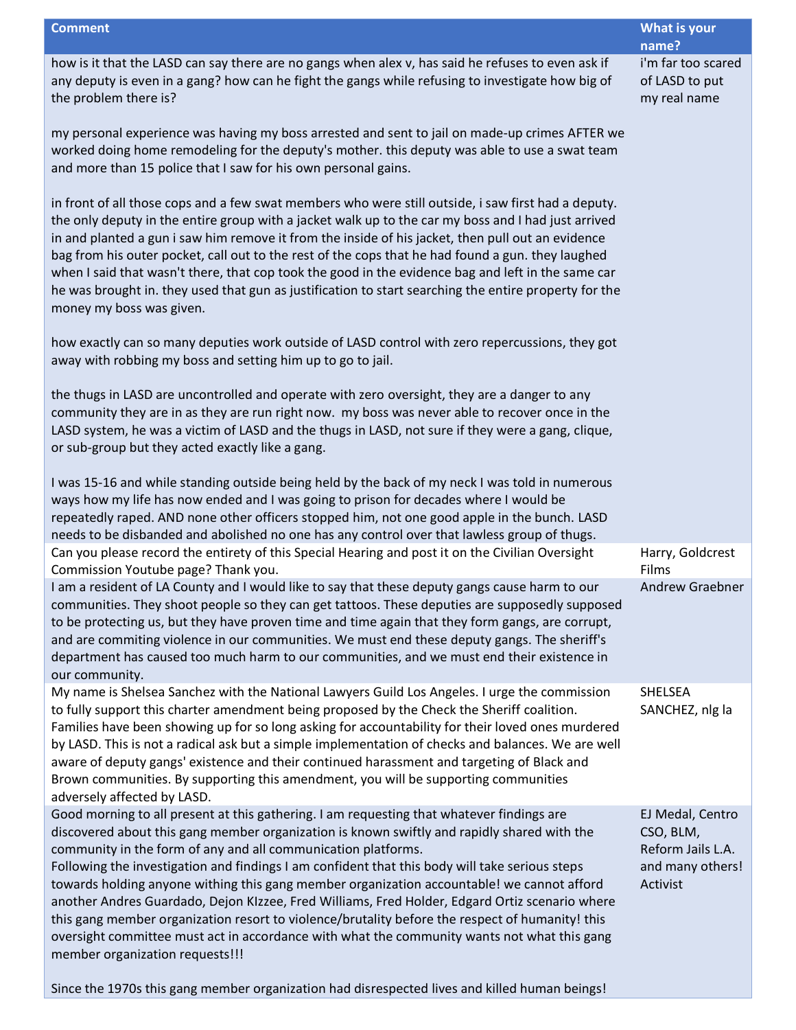| Comment | What is your name? |
|---|---|
| how is it that the LASD can say there are no gangs when alex v, has said he refuses to even ask if any deputy is even in a gang? how can he fight the gangs while refusing to investigate how big of the problem there is?<br><br>my personal experience was having my boss arrested and sent to jail on made-up crimes AFTER we worked doing home remodeling for the deputy's mother. this deputy was able to use a swat team and more than 15 police that I saw for his own personal gains.<br><br>in front of all those cops and a few swat members who were still outside, i saw first had a deputy. the only deputy in the entire group with a jacket walk up to the car my boss and I had just arrived in and planted a gun i saw him remove it from the inside of his jacket, then pull out an evidence bag from his outer pocket, call out to the rest of the cops that he had found a gun. they laughed when I said that wasn't there, that cop took the good in the evidence bag and left in the same car he was brought in. they used that gun as justification to start searching the entire property for the money my boss was given.<br><br>how exactly can so many deputies work outside of LASD control with zero repercussions, they got away with robbing my boss and setting him up to go to jail.<br><br>the thugs in LASD are uncontrolled and operate with zero oversight, they are a danger to any community they are in as they are run right now. my boss was never able to recover once in the LASD system, he was a victim of LASD and the thugs in LASD, not sure if they were a gang, clique, or sub-group but they acted exactly like a gang.<br><br>I was 15-16 and while standing outside being held by the back of my neck I was told in numerous ways how my life has now ended and I was going to prison for decades where I would be repeatedly raped. AND none other officers stopped him, not one good apple in the bunch. LASD needs to be disbanded and abolished no one has any control over that lawless group of thugs. | i'm far too scared of LASD to put my real name |
| Can you please record the entirety of this Special Hearing and post it on the Civilian Oversight Commission Youtube page? Thank you. | Harry, Goldcrest Films |
| I am a resident of LA County and I would like to say that these deputy gangs cause harm to our communities. They shoot people so they can get tattoos. These deputies are supposedly supposed to be protecting us, but they have proven time and time again that they form gangs, are corrupt, and are commiting violence in our communities. We must end these deputy gangs. The sheriff's department has caused too much harm to our communities, and we must end their existence in our community. | Andrew Graebner |
| My name is Shelsea Sanchez with the National Lawyers Guild Los Angeles. I urge the commission to fully support this charter amendment being proposed by the Check the Sheriff coalition. Families have been showing up for so long asking for accountability for their loved ones murdered by LASD. This is not a radical ask but a simple implementation of checks and balances. We are well aware of deputy gangs' existence and their continued harassment and targeting of Black and Brown communities. By supporting this amendment, you will be supporting communities adversely affected by LASD. | SHELSEA SANCHEZ, nlg la |
| Good morning to all present at this gathering. I am requesting that whatever findings are discovered about this gang member organization is known swiftly and rapidly shared with the community in the form of any and all communication platforms.<br>Following the investigation and findings I am confident that this body will take serious steps towards holding anyone withing this gang member organization accountable! we cannot afford another Andres Guardado, Dejon KIzzee, Fred Williams, Fred Holder, Edgard Ortiz scenario where this gang member organization resort to violence/brutality before the respect of humanity! this oversight committee must act in accordance with what the community wants not what this gang member organization requests!!!<br><br>Since the 1970s this gang member organization had disrespected lives and killed human beings! | EJ Medal, Centro CSO, BLM, Reform Jails L.A. and many others! Activist |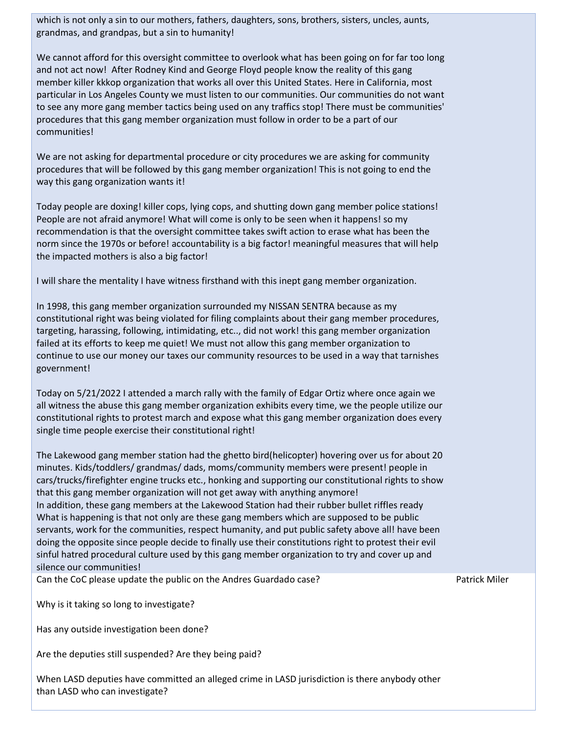which is not only a sin to our mothers, fathers, daughters, sons, brothers, sisters, uncles, aunts, grandmas, and grandpas, but a sin to humanity!

We cannot afford for this oversight committee to overlook what has been going on for far too long and not act now! After Rodney Kind and George Floyd people know the reality of this gang member killer kkkop organization that works all over this United States. Here in California, most particular in Los Angeles County we must listen to our communities. Our communities do not want to see any more gang member tactics being used on any traffics stop! There must be communities' procedures that this gang member organization must follow in order to be a part of our communities!

We are not asking for departmental procedure or city procedures we are asking for community procedures that will be followed by this gang member organization! This is not going to end the way this gang organization wants it!

Today people are doxing! killer cops, lying cops, and shutting down gang member police stations! People are not afraid anymore! What will come is only to be seen when it happens! so my recommendation is that the oversight committee takes swift action to erase what has been the norm since the 1970s or before! accountability is a big factor! meaningful measures that will help the impacted mothers is also a big factor!

I will share the mentality I have witness firsthand with this inept gang member organization.

In 1998, this gang member organization surrounded my NISSAN SENTRA because as my constitutional right was being violated for filing complaints about their gang member procedures, targeting, harassing, following, intimidating, etc.., did not work! this gang member organization failed at its efforts to keep me quiet! We must not allow this gang member organization to continue to use our money our taxes our community resources to be used in a way that tarnishes government!

Today on 5/21/2022 I attended a march rally with the family of Edgar Ortiz where once again we all witness the abuse this gang member organization exhibits every time, we the people utilize our constitutional rights to protest march and expose what this gang member organization does every single time people exercise their constitutional right!

The Lakewood gang member station had the ghetto bird(helicopter) hovering over us for about 20 minutes. Kids/toddlers/ grandmas/ dads, moms/community members were present! people in cars/trucks/firefighter engine trucks etc., honking and supporting our constitutional rights to show that this gang member organization will not get away with anything anymore!
In addition, these gang members at the Lakewood Station had their rubber bullet riffles ready
What is happening is that not only are these gang members which are supposed to be public servants, work for the communities, respect humanity, and put public safety above all! have been doing the opposite since people decide to finally use their constitutions right to protest their evil sinful hatred procedural culture used by this gang member organization to try and cover up and silence our communities!

| | |
|---|---|
| Can the CoC please update the public on the Andres Guardado case?<br><br>Why is it taking so long to investigate?<br><br>Has any outside investigation been done?<br><br>Are the deputies still suspended? Are they being paid?<br><br>When LASD deputies have committed an alleged crime in LASD jurisdiction is there anybody other than LASD who can investigate? | Patrick Miler |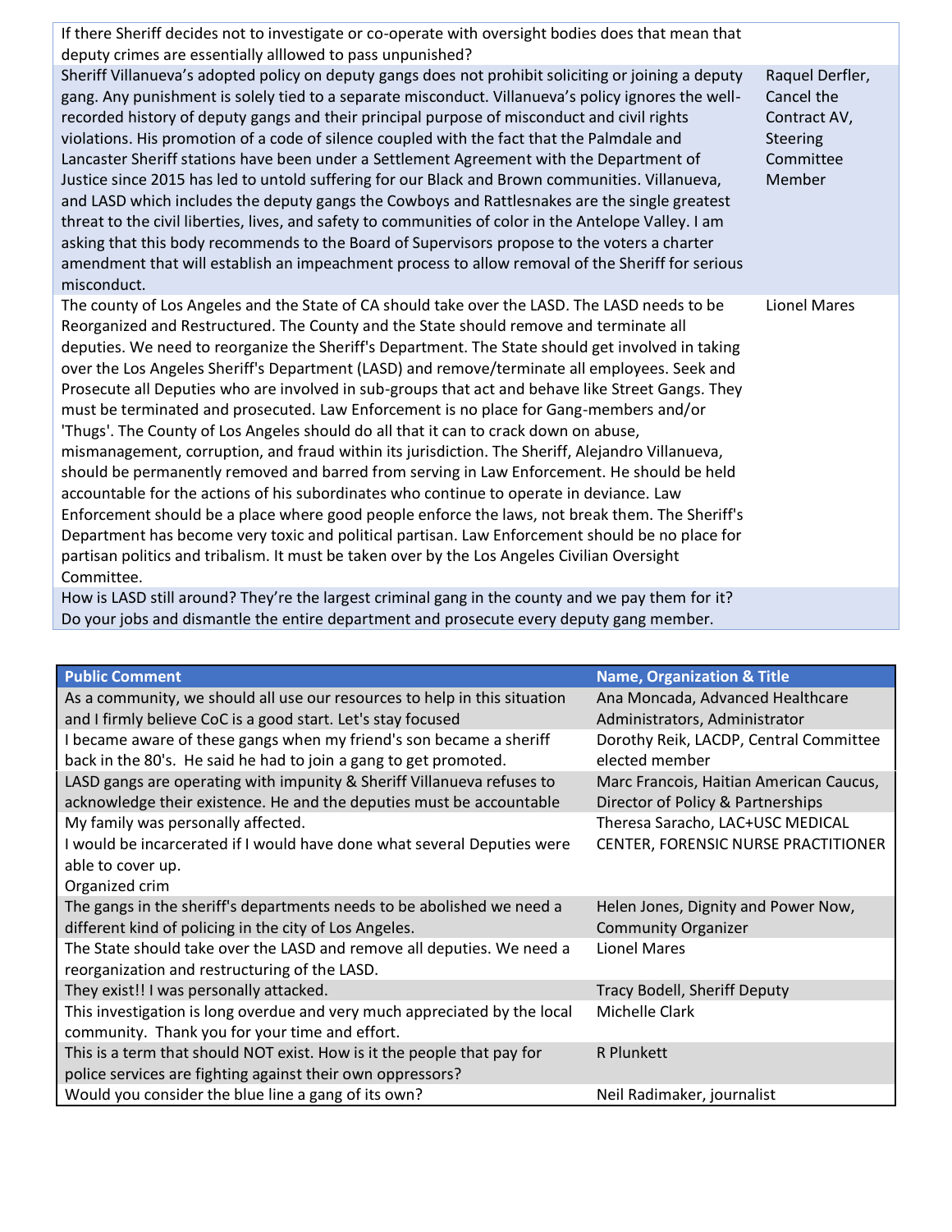| | |
|---|---|
| If there Sheriff decides not to investigate or co-operate with oversight bodies does that mean that deputy crimes are essentially alllowed to pass unpunished? | |
| Sheriff Villanueva's adopted policy on deputy gangs does not prohibit soliciting or joining a deputy gang. Any punishment is solely tied to a separate misconduct. Villanueva's policy ignores the well-recorded history of deputy gangs and their principal purpose of misconduct and civil rights violations. His promotion of a code of silence coupled with the fact that the Palmdale and Lancaster Sheriff stations have been under a Settlement Agreement with the Department of Justice since 2015 has led to untold suffering for our Black and Brown communities. Villanueva, and LASD which includes the deputy gangs the Cowboys and Rattlesnakes are the single greatest threat to the civil liberties, lives, and safety to communities of color in the Antelope Valley. I am asking that this body recommends to the Board of Supervisors propose to the voters a charter amendment that will establish an impeachment process to allow removal of the Sheriff for serious misconduct. | Raquel Derfler, Cancel the Contract AV, Steering Committee Member |
| The county of Los Angeles and the State of CA should take over the LASD. The LASD needs to be Reorganized and Restructured. The County and the State should remove and terminate all deputies. We need to reorganize the Sheriff's Department. The State should get involved in taking over the Los Angeles Sheriff's Department (LASD) and remove/terminate all employees. Seek and Prosecute all Deputies who are involved in sub-groups that act and behave like Street Gangs. They must be terminated and prosecuted. Law Enforcement is no place for Gang-members and/or 'Thugs'. The County of Los Angeles should do all that it can to crack down on abuse, mismanagement, corruption, and fraud within its jurisdiction. The Sheriff, Alejandro Villanueva, should be permanently removed and barred from serving in Law Enforcement. He should be held accountable for the actions of his subordinates who continue to operate in deviance. Law Enforcement should be a place where good people enforce the laws, not break them. The Sheriff's Department has become very toxic and political partisan. Law Enforcement should be no place for partisan politics and tribalism. It must be taken over by the Los Angeles Civilian Oversight Committee. | Lionel Mares |
| How is LASD still around? They're the largest criminal gang in the county and we pay them for it? Do your jobs and dismantle the entire department and prosecute every deputy gang member. | |

| Public Comment | Name, Organization & Title |
|---|---|
| As a community, we should all use our resources to help in this situation and I firmly believe CoC is a good start. Let's stay focused | Ana Moncada, Advanced Healthcare Administrators, Administrator |
| I became aware of these gangs when my friend's son became a sheriff back in the 80's. He said he had to join a gang to get promoted. | Dorothy Reik, LACDP, Central Committee elected member |
| LASD gangs are operating with impunity & Sheriff Villanueva refuses to acknowledge their existence. He and the deputies must be accountable | Marc Francois, Haitian American Caucus, Director of Policy & Partnerships |
| My family was personally affected.<br>I would be incarcerated if I would have done what several Deputies were able to cover up.<br>Organized crim | Theresa Saracho, LAC+USC MEDICAL CENTER, FORENSIC NURSE PRACTITIONER |
| The gangs in the sheriff's departments needs to be abolished we need a different kind of policing in the city of Los Angeles. | Helen Jones, Dignity and Power Now, Community Organizer |
| The State should take over the LASD and remove all deputies. We need a reorganization and restructuring of the LASD. | Lionel Mares |
| They exist!! I was personally attacked. | Tracy Bodell, Sheriff Deputy |
| This investigation is long overdue and very much appreciated by the local community. Thank you for your time and effort. | Michelle Clark |
| This is a term that should NOT exist. How is it the people that pay for police services are fighting against their own oppressors? | R Plunkett |
| Would you consider the blue line a gang of its own? | Neil Radimaker, journalist |